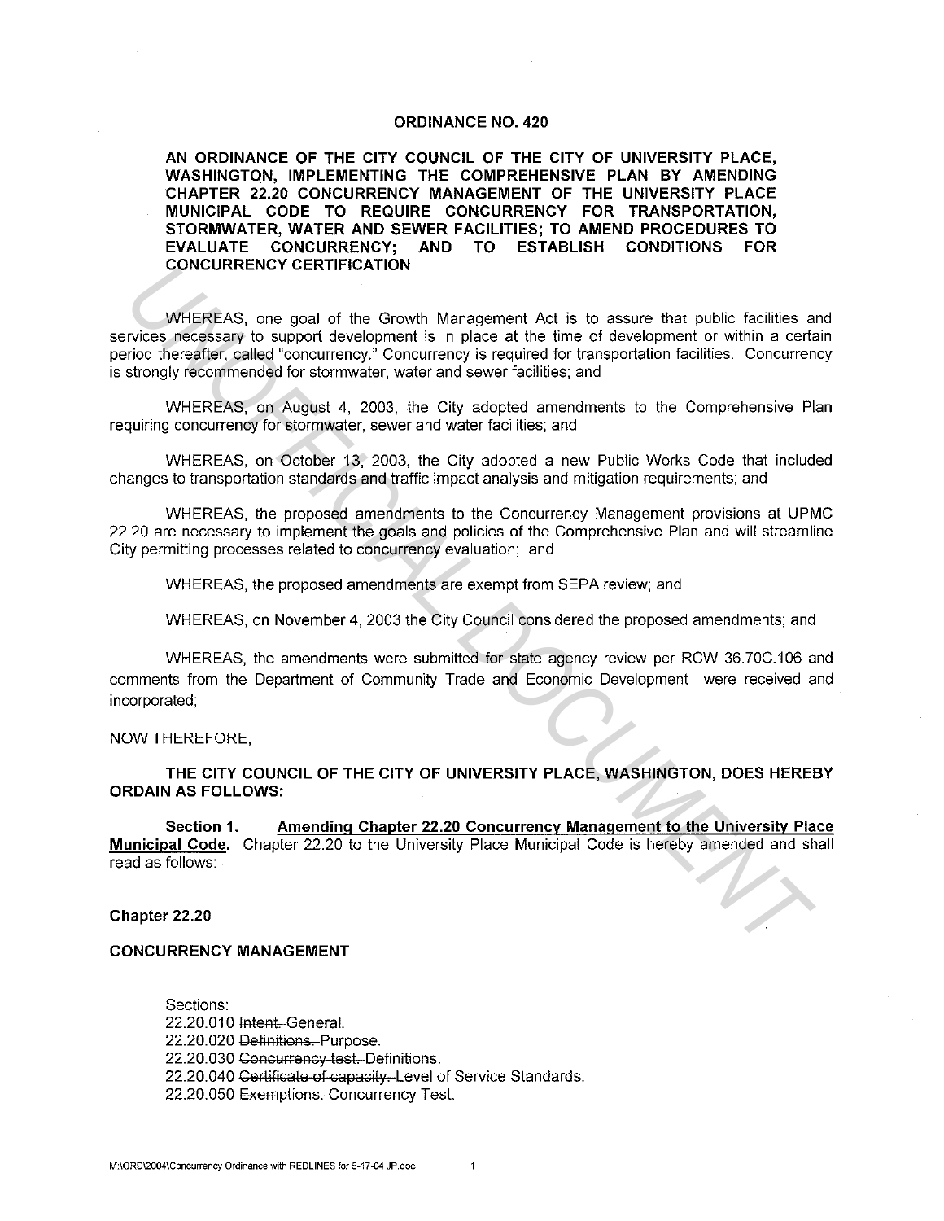# ORDINANCE NO. 420

**AN ORDINANCE OF THE CITY COUNCIL OF THE CITY OF UNIVERSITY PLACE, WASHINGTON, IMPLEMENTING THE COMPREHENSIVE PLAN BY AMENDING CHAPTER 22.20 CONCURRENCY MANAGEMENT OF THE UNIVERSITY PLACE MUNICIPAL CODE TO REQUIRE CONCURRENCY FOR TRANSPORTATION, STORMWATER, WATER AND SEWER FACILITIES; TO AMEND PROCEDURES TO EVALUATE CONCURRENCY; AND TO ESTABLISH CONDITIONS FOR CONCURRENCY CERTIFICATION**

WHEREAS, one goal of the Growth Management Act is to assure that public facilities and services necessary to support development is in place at the time of development or within a certain period thereafter, called "concurrency." Concurrency is required for transportation facilities. Concurrency is strongly recommended for stormwater, water and sewer facilities; and

WHEREAS, on August 4, 2003, the City adopted amendments to the Comprehensive Plan requiring concurrency for stormwater, sewer and water facilities; and

WHEREAS, on October 13, 2003, the City adopted a new Public Works Code that included changes to transportation standards and traffic impact analysis and mitigation requirements; and

WHEREAS, the proposed amendments to the Concurrency Management provisions at UPMC 22.20 are necessary to implement the goals and policies of the Comprehensive Plan and will streamline City permitting processes related to concurrency evaluation; and

WHEREAS, the proposed amendments are exempt from SEPA review; and

WHEREAS, on November 4, 2003 the City Council considered the proposed amendments; and

WHEREAS, the amendments were submitted for state agency review per RCW 36.70C.106 and comments from the Department of Community Trade and Economic Development were received and incorporated;

NOW THEREFORE,

**THE CITY COUNCIL OF THE CITY OF UNIVERSITY PLACE, WASHINGTON, DOES HEREBY ORDAIN AS FOLLOWS:**

**Section 1. Amending Chapter 22.20 Concurrency Management to the University Place Municipal Code.** Chapter 22.20 to the University Place Municipal Code is hereby amended and shall read as follows:

**Chapter 22.20**

**CONCURRENCY MANAGEMENT**

Sections:
22.20.010 ~~Intent.~~ General.
22.20.020 ~~Definitions.~~ Purpose.
22.20.030 ~~Concurrency test.~~ Definitions.
22.20.040 ~~Certificate of capacity.~~ Level of Service Standards.
22.20.050 ~~Exemptions.~~ Concurrency Test.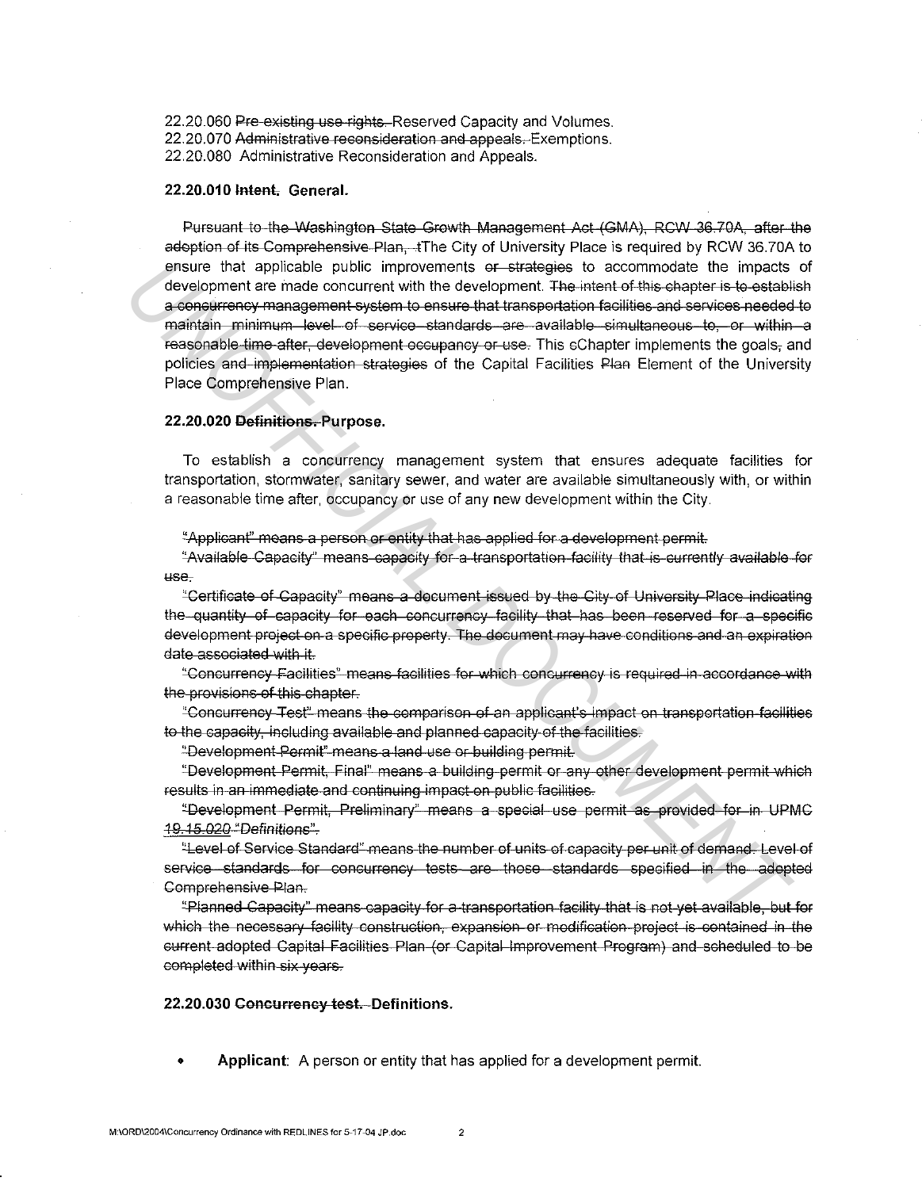22.20.060 ~~Pre-existing use rights.~~ Reserved Capacity and Volumes.
22.20.070 ~~Administrative reconsideration and appeals.~~ Exemptions.
22.20.080 Administrative Reconsideration and Appeals.

**22.20.010 ~~Intent.~~ General.**

~~Pursuant to the Washington State Growth Management Act (GMA), RCW 36.70A, after the adoption of its Comprehensive Plan, t~~The City of University Place is required by RCW 36.70A to ensure that applicable public improvements ~~or strategies~~ to accommodate the impacts of development are made concurrent with the development. ~~The intent of this chapter is to establish a concurrency management system to ensure that transportation facilities and services needed to maintain minimum level of service standards are available simultaneous to, or within a reasonable time after, development occupancy or use.~~ This ~~c~~Chapter implements the goals~~,~~ and policies ~~and implementation strategies~~ of the Capital Facilities ~~Plan~~ Element of the University Place Comprehensive Plan.

**22.20.020 ~~Definitions.~~ Purpose.**

To establish a concurrency management system that ensures adequate facilities for transportation, stormwater, sanitary sewer, and water are available simultaneously with, or within a reasonable time after, occupancy or use of any new development within the City.

~~"Applicant" means a person or entity that has applied for a development permit.~~

~~"Available Capacity" means capacity for a transportation facility that is currently available for use.~~

~~"Certificate of Capacity" means a document issued by the City of University Place indicating the quantity of capacity for each concurrency facility that has been reserved for a specific development project on a specific property. The document may have conditions and an expiration date associated with it.~~

~~"Concurrency Facilities" means facilities for which concurrency is required in accordance with the provisions of this chapter.~~

~~"Concurrency Test" means the comparison of an applicant's impact on transportation facilities to the capacity, including available and planned capacity of the facilities.~~

~~"Development Permit" means a land use or building permit.~~

~~"Development Permit, Final" means a building permit or any other development permit which results in an immediate and continuing impact on public facilities.~~

~~"Development Permit, Preliminary" means a special use permit as provided for in UPMC 19.15.020 "Definitions".~~

~~"Level of Service Standard" means the number of units of capacity per unit of demand. Level of service standards for concurrency tests are those standards specified in the adopted Comprehensive Plan.~~

~~"Planned Capacity" means capacity for a transportation facility that is not yet available, but for which the necessary facility construction, expansion or modification project is contained in the current adopted Capital Facilities Plan (or Capital Improvement Program) and scheduled to be completed within six years.~~

**22.20.030 ~~Concurrency test.~~ Definitions.**

- **Applicant**: A person or entity that has applied for a development permit.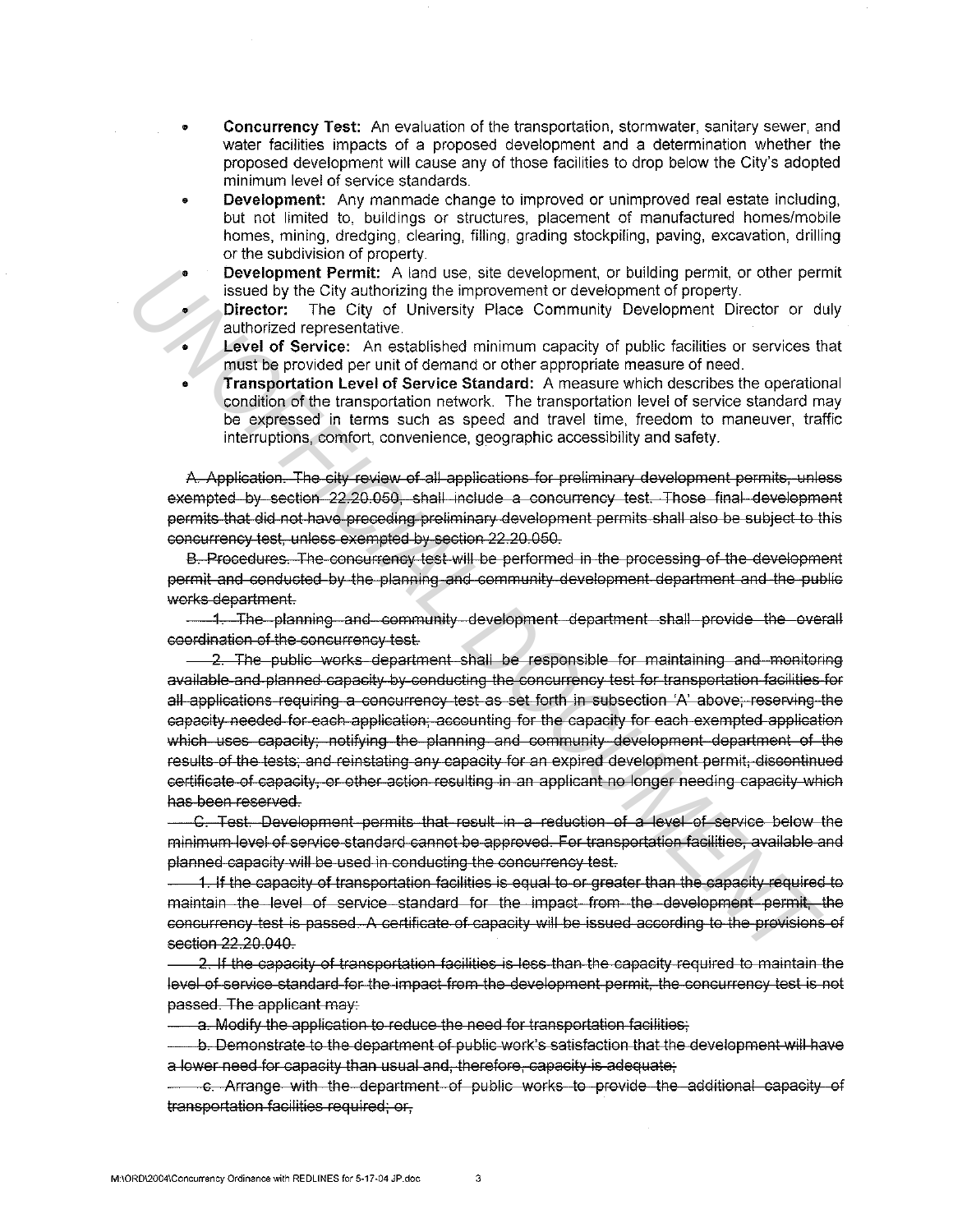- **Concurrency Test:** An evaluation of the transportation, stormwater, sanitary sewer, and water facilities impacts of a proposed development and a determination whether the proposed development will cause any of those facilities to drop below the City's adopted minimum level of service standards.
- **Development:** Any manmade change to improved or unimproved real estate including, but not limited to, buildings or structures, placement of manufactured homes/mobile homes, mining, dredging, clearing, filling, grading stockpiling, paving, excavation, drilling or the subdivision of property.
- **Development Permit:** A land use, site development, or building permit, or other permit issued by the City authorizing the improvement or development of property.
- **Director:** The City of University Place Community Development Director or duly authorized representative.
- **Level of Service:** An established minimum capacity of public facilities or services that must be provided per unit of demand or other appropriate measure of need.
- **Transportation Level of Service Standard:** A measure which describes the operational condition of the transportation network. The transportation level of service standard may be expressed in terms such as speed and travel time, freedom to maneuver, traffic interruptions, comfort, convenience, geographic accessibility and safety.

~~A. Application. The city review of all applications for preliminary development permits, unless exempted by section 22.20.050, shall include a concurrency test. Those final development permits that did not have preceding preliminary development permits shall also be subject to this concurrency test, unless exempted by section 22.20.050.~~

~~B. Procedures. The concurrency test will be performed in the processing of the development permit and conducted by the planning and community development department and the public works department.~~

~~1. The planning and community development department shall provide the overall coordination of the concurrency test.~~

~~2. The public works department shall be responsible for maintaining and monitoring available and planned capacity by conducting the concurrency test for transportation facilities for all applications requiring a concurrency test as set forth in subsection 'A' above; reserving the capacity needed for each application; accounting for the capacity for each exempted application which uses capacity; notifying the planning and community development department of the results of the tests; and reinstating any capacity for an expired development permit, discontinued certificate of capacity, or other action resulting in an applicant no longer needing capacity which has been reserved.~~

~~C. Test. Development permits that result in a reduction of a level of service below the minimum level of service standard cannot be approved. For transportation facilities, available and planned capacity will be used in conducting the concurrency test.~~

~~1. If the capacity of transportation facilities is equal to or greater than the capacity required to maintain the level of service standard for the impact from the development permit, the concurrency test is passed. A certificate of capacity will be issued according to the provisions of section 22.20.040.~~

~~2. If the capacity of transportation facilities is less than the capacity required to maintain the level of service standard for the impact from the development permit, the concurrency test is not passed. The applicant may:~~

~~a. Modify the application to reduce the need for transportation facilities;~~

~~b. Demonstrate to the department of public work's satisfaction that the development will have a lower need for capacity than usual and, therefore, capacity is adequate;~~

~~c. Arrange with the department of public works to provide the additional capacity of transportation facilities required; or,~~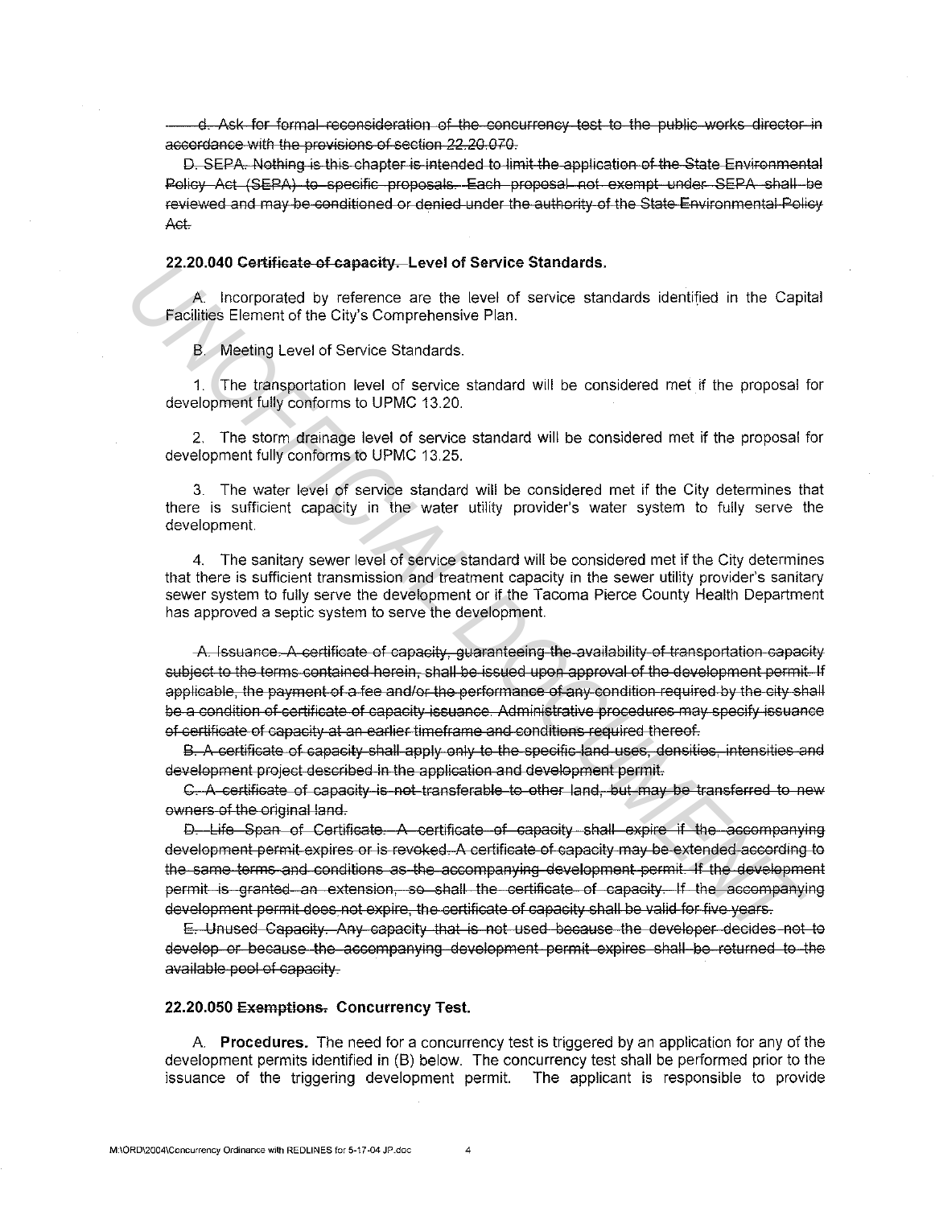~~d. Ask for formal reconsideration of the concurrency test to the public works director in accordance with the provisions of section 22.20.070.~~

~~D. SEPA. Nothing is this chapter is intended to limit the application of the State Environmental Policy Act (SEPA) to specific proposals. Each proposal not exempt under SEPA shall be reviewed and may be conditioned or denied under the authority of the State Environmental Policy Act.~~

**22.20.040 ~~Certificate of capacity.~~ Level of Service Standards.**

A. Incorporated by reference are the level of service standards identified in the Capital Facilities Element of the City's Comprehensive Plan.

B. Meeting Level of Service Standards.

1. The transportation level of service standard will be considered met if the proposal for development fully conforms to UPMC 13.20.

2. The storm drainage level of service standard will be considered met if the proposal for development fully conforms to UPMC 13.25.

3. The water level of service standard will be considered met if the City determines that there is sufficient capacity in the water utility provider's water system to fully serve the development.

4. The sanitary sewer level of service standard will be considered met if the City determines that there is sufficient transmission and treatment capacity in the sewer utility provider's sanitary sewer system to fully serve the development or if the Tacoma Pierce County Health Department has approved a septic system to serve the development.

~~A. Issuance. A certificate of capacity, guaranteeing the availability of transportation capacity subject to the terms contained herein, shall be issued upon approval of the development permit. If applicable, the payment of a fee and/or the performance of any condition required by the city shall be a condition of certificate of capacity issuance. Administrative procedures may specify issuance of certificate of capacity at an earlier timeframe and conditions required thereof.~~

~~B. A certificate of capacity shall apply only to the specific land uses, densities, intensities and development project described in the application and development permit.~~

~~C. A certificate of capacity is not transferable to other land, but may be transferred to new owners of the original land.~~

~~D. Life Span of Certificate. A certificate of capacity shall expire if the accompanying development permit expires or is revoked. A certificate of capacity may be extended according to the same terms and conditions as the accompanying development permit. If the development permit is granted an extension, so shall the certificate of capacity. If the accompanying development permit does not expire, the certificate of capacity shall be valid for five years.~~

~~E. Unused Capacity. Any capacity that is not used because the developer decides not to develop or because the accompanying development permit expires shall be returned to the available pool of capacity.~~

**22.20.050 ~~Exemptions.~~ Concurrency Test.**

A. **Procedures.** The need for a concurrency test is triggered by an application for any of the development permits identified in (B) below. The concurrency test shall be performed prior to the issuance of the triggering development permit. The applicant is responsible to provide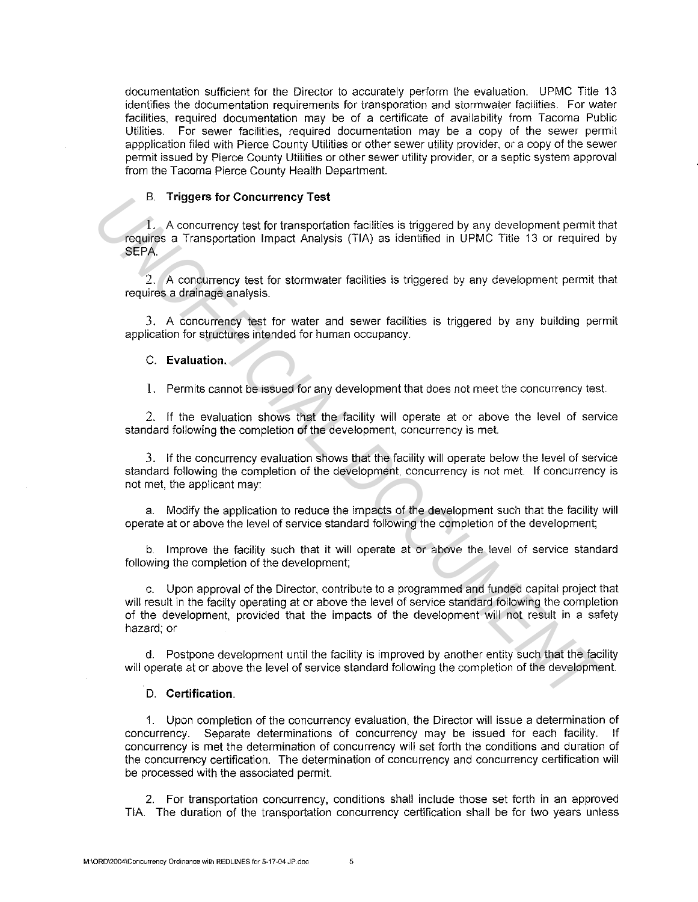documentation sufficient for the Director to accurately perform the evaluation. UPMC Title 13 identifies the documentation requirements for transporation and stormwater facilities. For water facilities, required documentation may be of a certificate of availability from Tacoma Public Utilities. For sewer facilities, required documentation may be a copy of the sewer permit appplication filed with Pierce County Utilities or other sewer utility provider, or a copy of the sewer permit issued by Pierce County Utilities or other sewer utility provider, or a septic system approval from the Tacoma Pierce County Health Department.

B. **Triggers for Concurrency Test**

1. A concurrency test for transportation facilities is triggered by any development permit that requires a Transportation Impact Analysis (TIA) as identified in UPMC Title 13 or required by SEPA.

2. A concurrency test for stormwater facilities is triggered by any development permit that requires a drainage analysis.

3. A concurrency test for water and sewer facilities is triggered by any building permit application for structures intended for human occupancy.

C. **Evaluation.**

1. Permits cannot be issued for any development that does not meet the concurrency test.

2. If the evaluation shows that the facility will operate at or above the level of service standard following the completion of the development, concurrency is met.

3. If the concurrency evaluation shows that the facility will operate below the level of service standard following the completion of the development, concurrency is not met. If concurrency is not met, the applicant may:

a. Modify the application to reduce the impacts of the development such that the facility will operate at or above the level of service standard following the completion of the development;

b. Improve the facility such that it will operate at or above the level of service standard following the completion of the development;

c. Upon approval of the Director, contribute to a programmed and funded capital project that will result in the facilty operating at or above the level of service standard following the completion of the development, provided that the impacts of the development will not result in a safety hazard; or

d. Postpone development until the facility is improved by another entity such that the facility will operate at or above the level of service standard following the completion of the development.

D. **Certification.**

1. Upon completion of the concurrency evaluation, the Director will issue a determination of concurrency. Separate determinations of concurrency may be issued for each facility. If concurrency is met the determination of concurrency will set forth the conditions and duration of the concurrency certification. The determination of concurrency and concurrency certification will be processed with the associated permit.

2. For transportation concurrency, conditions shall include those set forth in an approved TIA. The duration of the transportation concurrency certification shall be for two years unless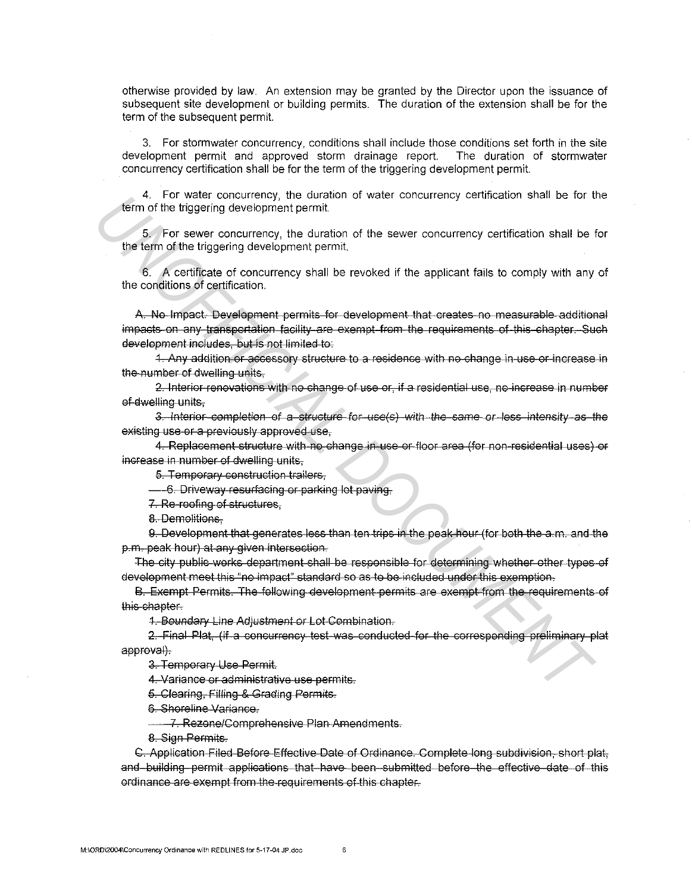otherwise provided by law. An extension may be granted by the Director upon the issuance of subsequent site development or building permits. The duration of the extension shall be for the term of the subsequent permit.

3. For stormwater concurrency, conditions shall include those conditions set forth in the site development permit and approved storm drainage report. The duration of stormwater concurrency certification shall be for the term of the triggering development permit.

4. For water concurrency, the duration of water concurrency certification shall be for the term of the triggering development permit.

5. For sewer concurrency, the duration of the sewer concurrency certification shall be for the term of the triggering development permit.

6. A certificate of concurrency shall be revoked if the applicant fails to comply with any of the conditions of certification.

~~A. No Impact. Development permits for development that creates no measurable additional impacts on any transportation facility are exempt from the requirements of this chapter. Such development includes, but is not limited to:~~

~~1. Any addition or accessory structure to a residence with no change in use or increase in the number of dwelling units,~~

~~2. Interior renovations with no change of use or, if a residential use, no increase in number of dwelling units,~~

~~3. Interior completion of a structure for use(s) with the same or less intensity as the existing use or a previously approved use,~~

~~4. Replacement structure with no change in use or floor area (for non-residential uses) or increase in number of dwelling units,~~

~~5. Temporary construction trailers,~~

~~6. Driveway resurfacing or parking lot paving,~~

~~7. Re-roofing of structures,~~

~~8. Demolitions,~~

~~9. Development that generates less than ten trips in the peak hour (for both the a.m. and the p.m. peak hour) at any given intersection.~~

~~The city public works department shall be responsible for determining whether other types of development meet this "no impact" standard so as to be included under this exemption.~~

~~B. Exempt Permits. The following development permits are exempt from the requirements of this chapter.~~

~~1. Boundary Line Adjustment or Lot Combination.~~

~~2. Final Plat, (if a concurrency test was conducted for the corresponding preliminary plat approval).~~

~~3. Temporary Use Permit.~~

~~4. Variance or administrative use permits.~~

~~5. Clearing, Filling & Grading Permits.~~

~~6. Shoreline Variance.~~

~~7. Rezone/Comprehensive Plan Amendments.~~

~~8. Sign Permits.~~

~~C. Application Filed Before Effective Date of Ordinance. Complete long subdivision, short plat, and building permit applications that have been submitted before the effective date of this ordinance are exempt from the requirements of this chapter.~~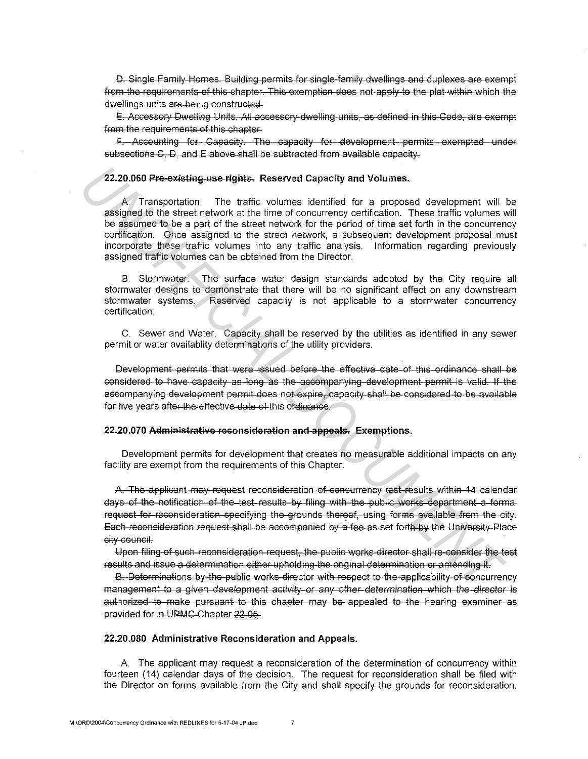~~D. Single Family Homes. Building permits for single-family dwellings and duplexes are exempt from the requirements of this chapter. This exemption does not apply to the plat within which the dwellings units are being constructed.~~

~~E. Accessory Dwelling Units. All accessory dwelling units, as defined in this Code, are exempt from the requirements of this chapter.~~

~~F. Accounting for Capacity. The capacity for development permits exempted under subsections C, D, and E above shall be subtracted from available capacity.~~

**22.20.060 ~~Pre-existing use rights.~~ Reserved Capacity and Volumes.**

A. Transportation. The traffic volumes identified for a proposed development will be assigned to the street network at the time of concurrency certification. These traffic volumes will be assumed to be a part of the street network for the period of time set forth in the concurrency certification. Once assigned to the street network, a subsequent development proposal must incorporate these traffic volumes into any traffic analysis. Information regarding previously assigned traffic volumes can be obtained from the Director.

B. Stormwater. The surface water design standards adopted by the City require all stormwater designs to demonstrate that there will be no significant effect on any downstream stormwater systems. Reserved capacity is not applicable to a stormwater concurrency certification.

C. Sewer and Water. Capacity shall be reserved by the utilities as identified in any sewer permit or water availablity determinations of the utility providers.

~~Development permits that were issued before the effective date of this ordinance shall be considered to have capacity as long as the accompanying development permit is valid. If the accompanying development permit does not expire, capacity shall be considered to be available for five years after the effective date of this ordinance.~~

**22.20.070 ~~Administrative reconsideration and appeals.~~ Exemptions.**

Development permits for development that creates no measurable additional impacts on any facility are exempt from the requirements of this Chapter.

~~A. The applicant may request reconsideration of concurrency test results within 14 calendar days of the notification of the test results by filing with the public works department a formal request for reconsideration specifying the grounds thereof, using forms available from the city. Each reconsideration request shall be accompanied by a fee as set forth by the University Place city council.~~

~~Upon filing of such reconsideration request, the public works director shall re-consider the test results and issue a determination either upholding the original determination or amending it.~~

~~B. Determinations by the public works director with respect to the applicability of concurrency management to a given development activity or any other determination which the director is authorized to make pursuant to this chapter may be appealed to the hearing examiner as provided for in UPMC Chapter 22.05.~~

**22.20.080 Administrative Reconsideration and Appeals.**

A. The applicant may request a reconsideration of the determination of concurrency within fourteen (14) calendar days of the decision. The request for reconsideration shall be filed with the Director on forms available from the City and shall specify the grounds for reconsideration.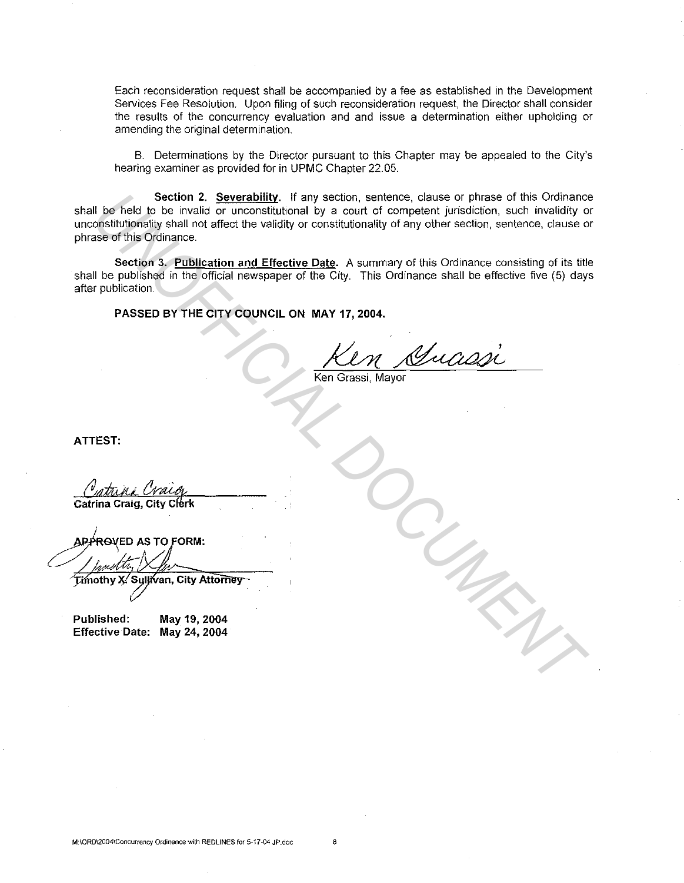Each reconsideration request shall be accompanied by a fee as established in the Development Services Fee Resolution. Upon filing of such reconsideration request, the Director shall consider the results of the concurrency evaluation and and issue a determination either upholding or amending the original determination.

B. Determinations by the Director pursuant to this Chapter may be appealed to the City's hearing examiner as provided for in UPMC Chapter 22.05.

**Section 2. Severability.** If any section, sentence, clause or phrase of this Ordinance shall be held to be invalid or unconstitutional by a court of competent jurisdiction, such invalidity or unconstitutionality shall not affect the validity or constitutionality of any other section, sentence, clause or phrase of this Ordinance.

**Section 3. Publication and Effective Date.** A summary of this Ordinance consisting of its title shall be published in the official newspaper of the City. This Ordinance shall be effective five (5) days after publication.

**PASSED BY THE CITY COUNCIL ON MAY 17, 2004.**

Ken Grassi

Ken Grassi, Mayor

**ATTEST:**

Catrina Craig

**Catrina Craig, City Clerk**

**APPROVED AS TO FORM:**

**Timothy X. Sullivan, City Attorney**

**Published: May 19, 2004**
**Effective Date: May 24, 2004**

M:\ORD\2004\Concurrency Ordinance with REDLINES for 5-17-04 JP.doc